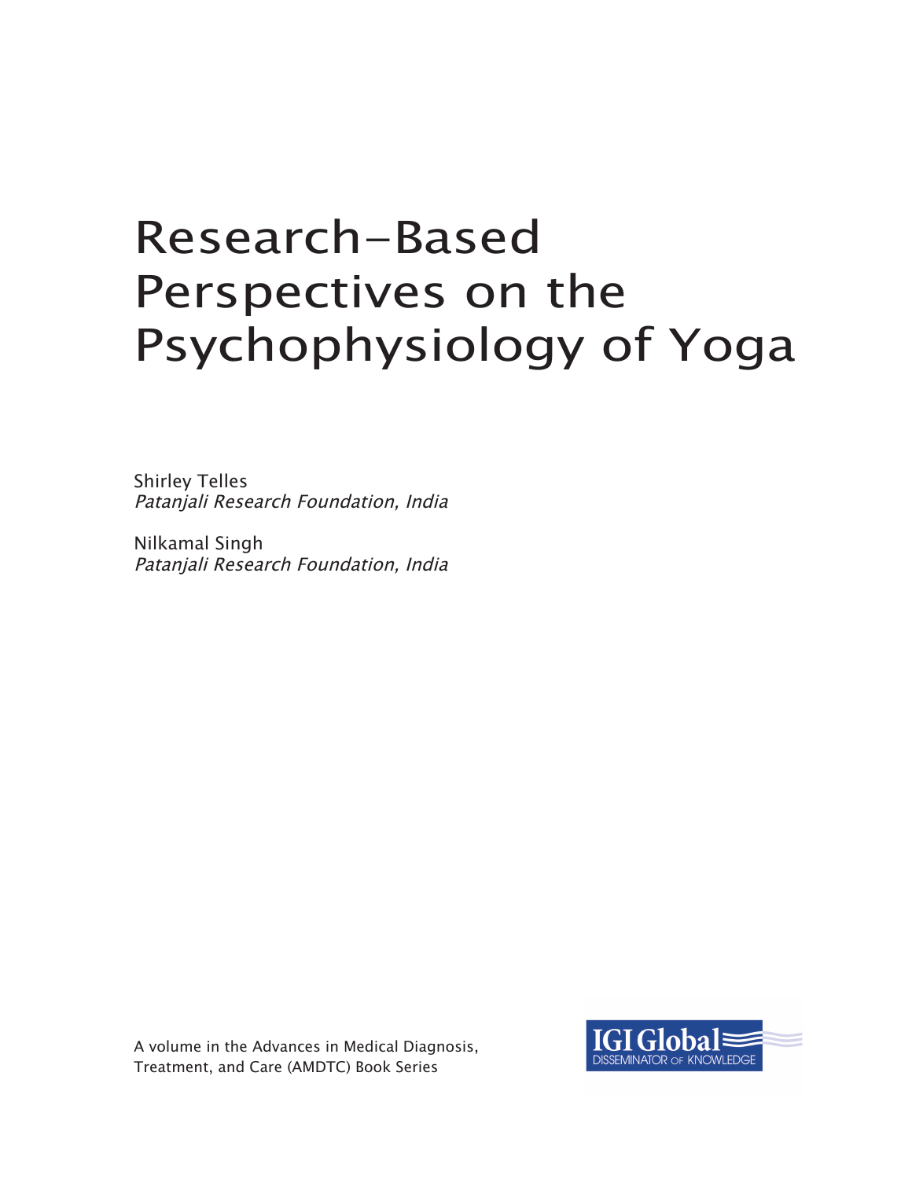# Research-Based Perspectives on the Psychophysiology of Yoga

Shirley Telles
*Patanjali Research Foundation, India*

Nilkamal Singh
*Patanjali Research Foundation, India*

A volume in the Advances in Medical Diagnosis, Treatment, and Care (AMDTC) Book Series

IGI Global
DISSEMINATOR OF KNOWLEDGE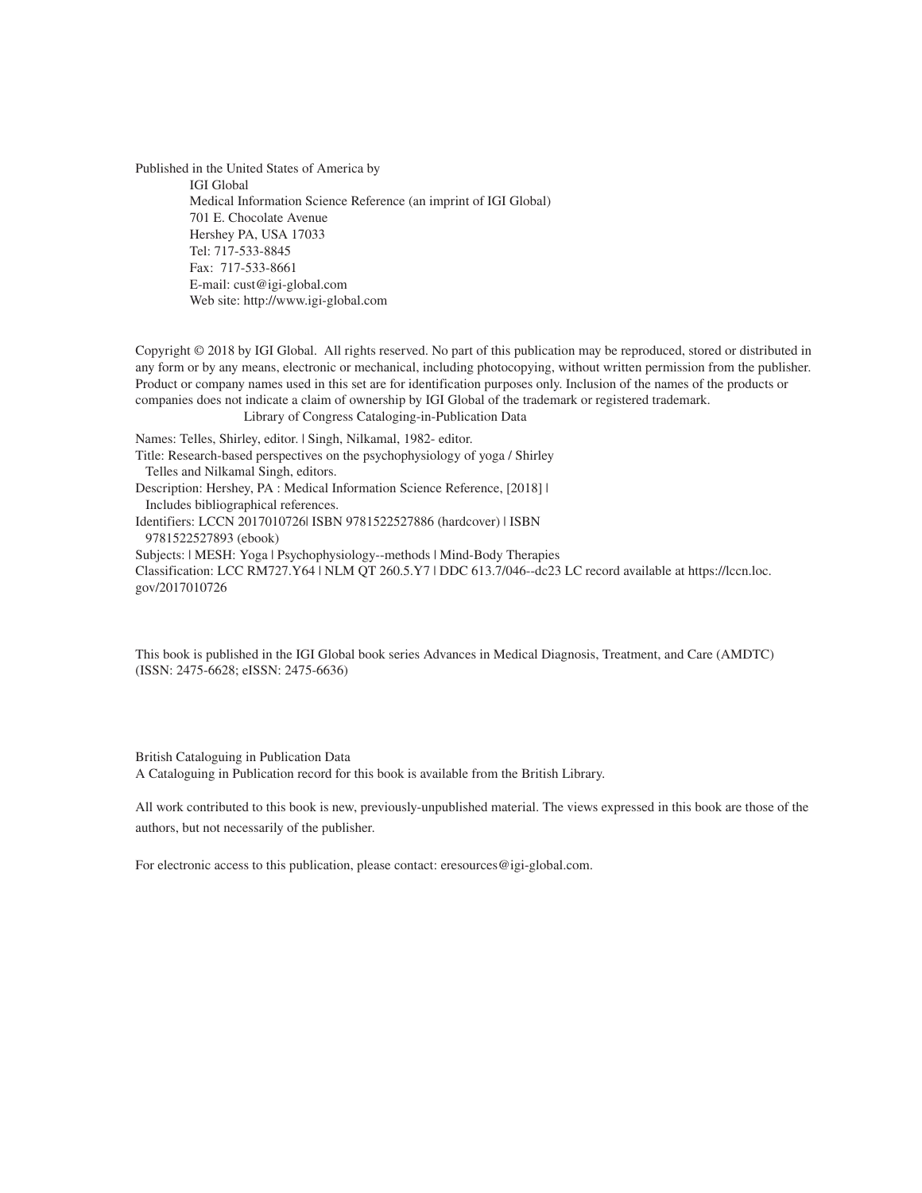Published in the United States of America by

IGI Global
Medical Information Science Reference (an imprint of IGI Global)
701 E. Chocolate Avenue
Hershey PA, USA 17033
Tel: 717-533-8845
Fax: 717-533-8661
E-mail: cust@igi-global.com
Web site: http://www.igi-global.com

Copyright © 2018 by IGI Global. All rights reserved. No part of this publication may be reproduced, stored or distributed in any form or by any means, electronic or mechanical, including photocopying, without written permission from the publisher. Product or company names used in this set are for identification purposes only. Inclusion of the names of the products or companies does not indicate a claim of ownership by IGI Global of the trademark or registered trademark.

Library of Congress Cataloging-in-Publication Data

Names: Telles, Shirley, editor. | Singh, Nilkamal, 1982- editor.
Title: Research-based perspectives on the psychophysiology of yoga / Shirley Telles and Nilkamal Singh, editors.
Description: Hershey, PA : Medical Information Science Reference, [2018] | Includes bibliographical references.
Identifiers: LCCN 2017010726| ISBN 9781522527886 (hardcover) | ISBN 9781522527893 (ebook)
Subjects: | MESH: Yoga | Psychophysiology--methods | Mind-Body Therapies
Classification: LCC RM727.Y64 | NLM QT 260.5.Y7 | DDC 613.7/046--dc23 LC record available at https://lccn.loc.gov/2017010726

This book is published in the IGI Global book series Advances in Medical Diagnosis, Treatment, and Care (AMDTC) (ISSN: 2475-6628; eISSN: 2475-6636)

British Cataloguing in Publication Data
A Cataloguing in Publication record for this book is available from the British Library.

All work contributed to this book is new, previously-unpublished material. The views expressed in this book are those of the authors, but not necessarily of the publisher.

For electronic access to this publication, please contact: eresources@igi-global.com.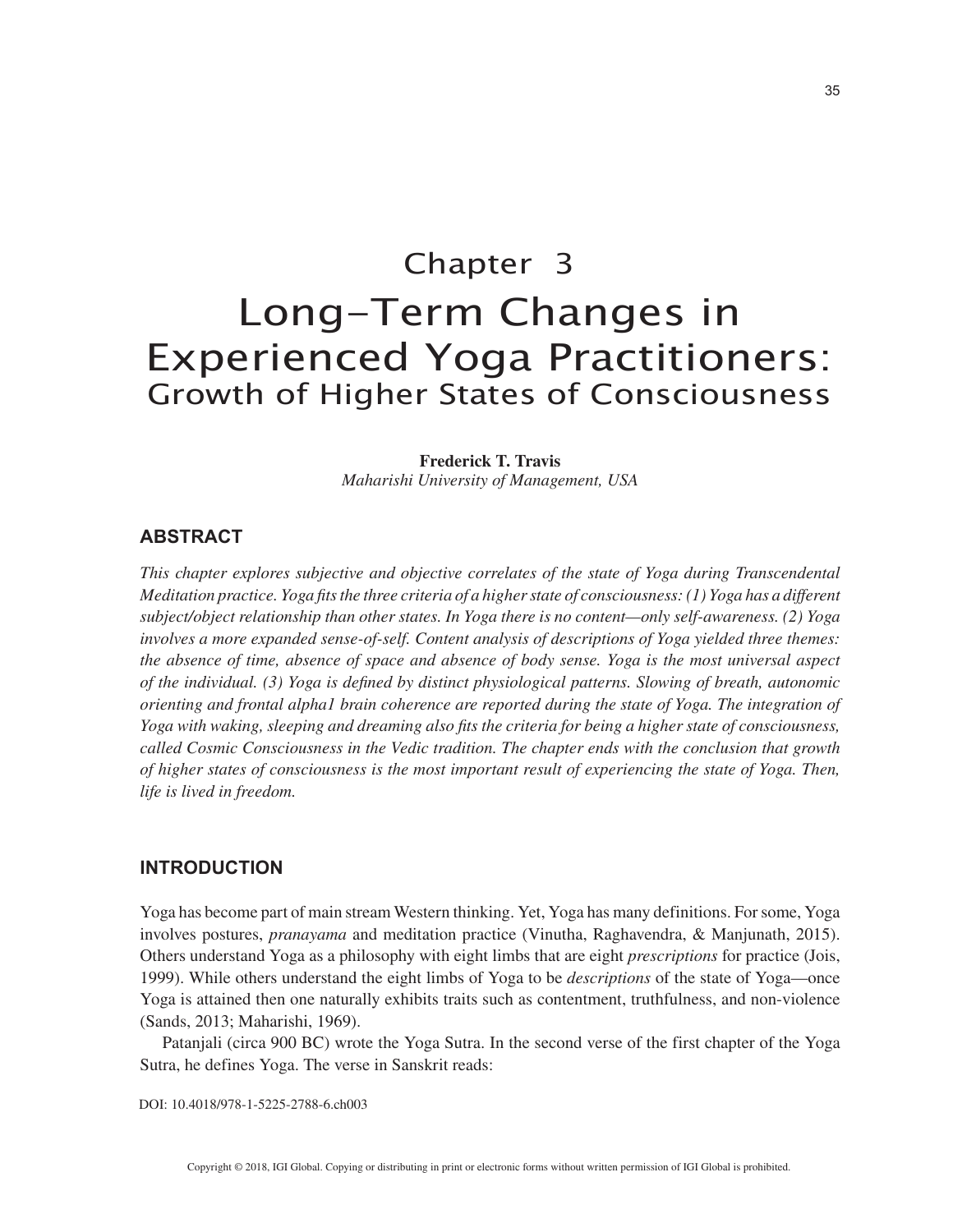# Chapter 3
# Long-Term Changes in Experienced Yoga Practitioners:
## Growth of Higher States of Consciousness

**Frederick T. Travis**
*Maharishi University of Management, USA*

## ABSTRACT

*This chapter explores subjective and objective correlates of the state of Yoga during Transcendental Meditation practice. Yoga fits the three criteria of a higher state of consciousness: (1) Yoga has a different subject/object relationship than other states. In Yoga there is no content—only self-awareness. (2) Yoga involves a more expanded sense-of-self. Content analysis of descriptions of Yoga yielded three themes: the absence of time, absence of space and absence of body sense. Yoga is the most universal aspect of the individual. (3) Yoga is defined by distinct physiological patterns. Slowing of breath, autonomic orienting and frontal alpha1 brain coherence are reported during the state of Yoga. The integration of Yoga with waking, sleeping and dreaming also fits the criteria for being a higher state of consciousness, called Cosmic Consciousness in the Vedic tradition. The chapter ends with the conclusion that growth of higher states of consciousness is the most important result of experiencing the state of Yoga. Then, life is lived in freedom.*

## INTRODUCTION

Yoga has become part of main stream Western thinking. Yet, Yoga has many definitions. For some, Yoga involves postures, *pranayama* and meditation practice (Vinutha, Raghavendra, & Manjunath, 2015). Others understand Yoga as a philosophy with eight limbs that are eight *prescriptions* for practice (Jois, 1999). While others understand the eight limbs of Yoga to be *descriptions* of the state of Yoga—once Yoga is attained then one naturally exhibits traits such as contentment, truthfulness, and non-violence (Sands, 2013; Maharishi, 1969).

Patanjali (circa 900 BC) wrote the Yoga Sutra. In the second verse of the first chapter of the Yoga Sutra, he defines Yoga. The verse in Sanskrit reads:

DOI: 10.4018/978-1-5225-2788-6.ch003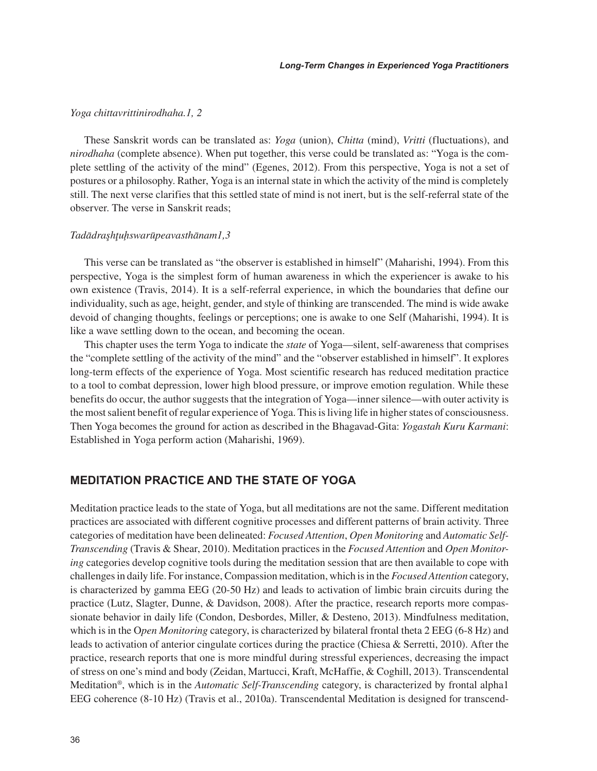*Yoga chittavrittinirodhaha.1, 2*

These Sanskrit words can be translated as: *Yoga* (union), *Chitta* (mind), *Vritti* (fluctuations), and *nirodhaha* (complete absence). When put together, this verse could be translated as: "Yoga is the complete settling of the activity of the mind" (Egenes, 2012). From this perspective, Yoga is not a set of postures or a philosophy. Rather, Yoga is an internal state in which the activity of the mind is completely still. The next verse clarifies that this settled state of mind is not inert, but is the self-referral state of the observer. The verse in Sanskrit reads;

*Tadādraşhţuḥswarūpeavasthānam1,3*

This verse can be translated as "the observer is established in himself" (Maharishi, 1994). From this perspective, Yoga is the simplest form of human awareness in which the experiencer is awake to his own existence (Travis, 2014). It is a self-referral experience, in which the boundaries that define our individuality, such as age, height, gender, and style of thinking are transcended. The mind is wide awake devoid of changing thoughts, feelings or perceptions; one is awake to one Self (Maharishi, 1994). It is like a wave settling down to the ocean, and becoming the ocean.

This chapter uses the term Yoga to indicate the *state* of Yoga—silent, self-awareness that comprises the "complete settling of the activity of the mind" and the "observer established in himself". It explores long-term effects of the experience of Yoga. Most scientific research has reduced meditation practice to a tool to combat depression, lower high blood pressure, or improve emotion regulation. While these benefits do occur, the author suggests that the integration of Yoga—inner silence—with outer activity is the most salient benefit of regular experience of Yoga. This is living life in higher states of consciousness. Then Yoga becomes the ground for action as described in the Bhagavad-Gita: *Yogastah Kuru Karmani*: Established in Yoga perform action (Maharishi, 1969).

## MEDITATION PRACTICE AND THE STATE OF YOGA

Meditation practice leads to the state of Yoga, but all meditations are not the same. Different meditation practices are associated with different cognitive processes and different patterns of brain activity. Three categories of meditation have been delineated: *Focused Attention*, *Open Monitoring* and *Automatic Self-Transcending* (Travis & Shear, 2010). Meditation practices in the *Focused Attention* and *Open Monitoring* categories develop cognitive tools during the meditation session that are then available to cope with challenges in daily life. For instance, Compassion meditation, which is in the *Focused Attention* category, is characterized by gamma EEG (20-50 Hz) and leads to activation of limbic brain circuits during the practice (Lutz, Slagter, Dunne, & Davidson, 2008). After the practice, research reports more compassionate behavior in daily life (Condon, Desbordes, Miller, & Desteno, 2013). Mindfulness meditation, which is in the O*pen Monitoring* category, is characterized by bilateral frontal theta 2 EEG (6-8 Hz) and leads to activation of anterior cingulate cortices during the practice (Chiesa & Serretti, 2010). After the practice, research reports that one is more mindful during stressful experiences, decreasing the impact of stress on one's mind and body (Zeidan, Martucci, Kraft, McHaffie, & Coghill, 2013). Transcendental Meditation®, which is in the *Automatic Self-Transcending* category, is characterized by frontal alpha1 EEG coherence (8-10 Hz) (Travis et al., 2010a). Transcendental Meditation is designed for transcend-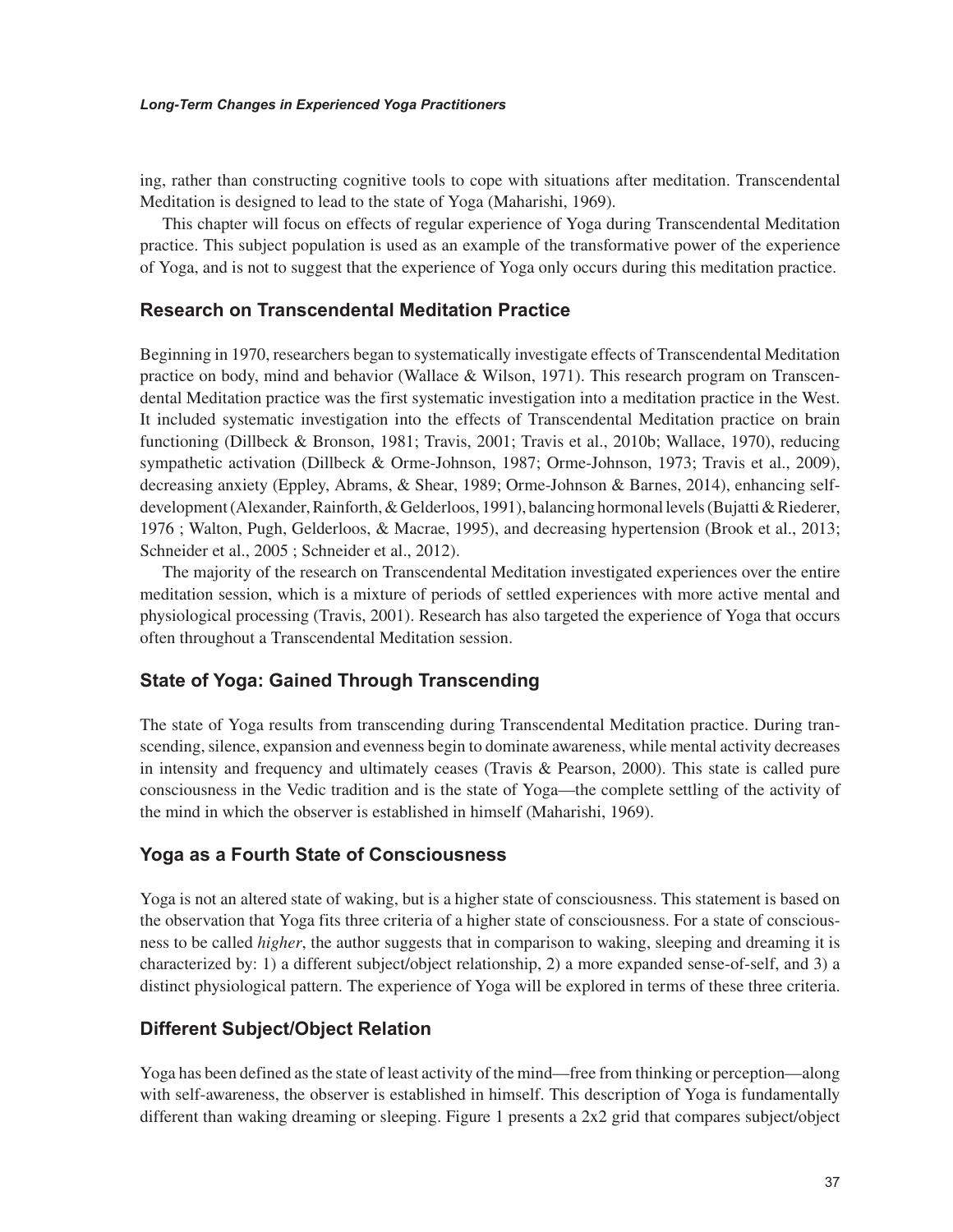ing, rather than constructing cognitive tools to cope with situations after meditation. Transcendental Meditation is designed to lead to the state of Yoga (Maharishi, 1969).

This chapter will focus on effects of regular experience of Yoga during Transcendental Meditation practice. This subject population is used as an example of the transformative power of the experience of Yoga, and is not to suggest that the experience of Yoga only occurs during this meditation practice.

## Research on Transcendental Meditation Practice

Beginning in 1970, researchers began to systematically investigate effects of Transcendental Meditation practice on body, mind and behavior (Wallace & Wilson, 1971). This research program on Transcendental Meditation practice was the first systematic investigation into a meditation practice in the West. It included systematic investigation into the effects of Transcendental Meditation practice on brain functioning (Dillbeck & Bronson, 1981; Travis, 2001; Travis et al., 2010b; Wallace, 1970), reducing sympathetic activation (Dillbeck & Orme-Johnson, 1987; Orme-Johnson, 1973; Travis et al., 2009), decreasing anxiety (Eppley, Abrams, & Shear, 1989; Orme-Johnson & Barnes, 2014), enhancing self-development (Alexander, Rainforth, & Gelderloos, 1991), balancing hormonal levels (Bujatti & Riederer, 1976 ; Walton, Pugh, Gelderloos, & Macrae, 1995), and decreasing hypertension (Brook et al., 2013; Schneider et al., 2005 ; Schneider et al., 2012).

The majority of the research on Transcendental Meditation investigated experiences over the entire meditation session, which is a mixture of periods of settled experiences with more active mental and physiological processing (Travis, 2001). Research has also targeted the experience of Yoga that occurs often throughout a Transcendental Meditation session.

## State of Yoga: Gained Through Transcending

The state of Yoga results from transcending during Transcendental Meditation practice. During transcending, silence, expansion and evenness begin to dominate awareness, while mental activity decreases in intensity and frequency and ultimately ceases (Travis & Pearson, 2000). This state is called pure consciousness in the Vedic tradition and is the state of Yoga—the complete settling of the activity of the mind in which the observer is established in himself (Maharishi, 1969).

## Yoga as a Fourth State of Consciousness

Yoga is not an altered state of waking, but is a higher state of consciousness. This statement is based on the observation that Yoga fits three criteria of a higher state of consciousness. For a state of consciousness to be called *higher*, the author suggests that in comparison to waking, sleeping and dreaming it is characterized by: 1) a different subject/object relationship, 2) a more expanded sense-of-self, and 3) a distinct physiological pattern. The experience of Yoga will be explored in terms of these three criteria.

## Different Subject/Object Relation

Yoga has been defined as the state of least activity of the mind—free from thinking or perception—along with self-awareness, the observer is established in himself. This description of Yoga is fundamentally different than waking dreaming or sleeping. Figure 1 presents a 2x2 grid that compares subject/object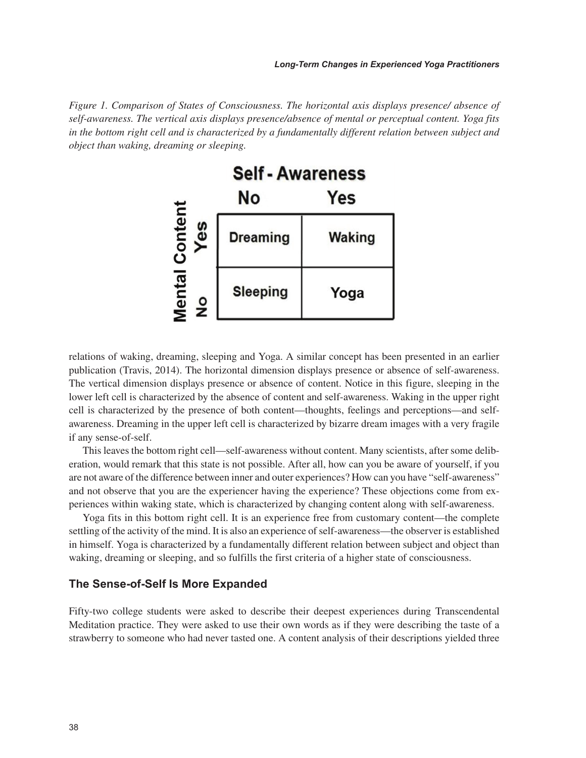*Figure 1. Comparison of States of Consciousness. The horizontal axis displays presence/ absence of self-awareness. The vertical axis displays presence/absence of mental or perceptual content. Yoga fits in the bottom right cell and is characterized by a fundamentally different relation between subject and object than waking, dreaming or sleeping.*

| Mental Content \ Self - Awareness | No | Yes |
| --- | --- | --- |
| Yes | Dreaming | Waking |
| No | Sleeping | Yoga |

relations of waking, dreaming, sleeping and Yoga. A similar concept has been presented in an earlier publication (Travis, 2014). The horizontal dimension displays presence or absence of self-awareness. The vertical dimension displays presence or absence of content. Notice in this figure, sleeping in the lower left cell is characterized by the absence of content and self-awareness. Waking in the upper right cell is characterized by the presence of both content—thoughts, feelings and perceptions—and self-awareness. Dreaming in the upper left cell is characterized by bizarre dream images with a very fragile if any sense-of-self.

This leaves the bottom right cell—self-awareness without content. Many scientists, after some deliberation, would remark that this state is not possible. After all, how can you be aware of yourself, if you are not aware of the difference between inner and outer experiences? How can you have "self-awareness" and not observe that you are the experiencer having the experience? These objections come from experiences within waking state, which is characterized by changing content along with self-awareness.

Yoga fits in this bottom right cell. It is an experience free from customary content—the complete settling of the activity of the mind. It is also an experience of self-awareness—the observer is established in himself. Yoga is characterized by a fundamentally different relation between subject and object than waking, dreaming or sleeping, and so fulfills the first criteria of a higher state of consciousness.

### The Sense-of-Self Is More Expanded

Fifty-two college students were asked to describe their deepest experiences during Transcendental Meditation practice. They were asked to use their own words as if they were describing the taste of a strawberry to someone who had never tasted one. A content analysis of their descriptions yielded three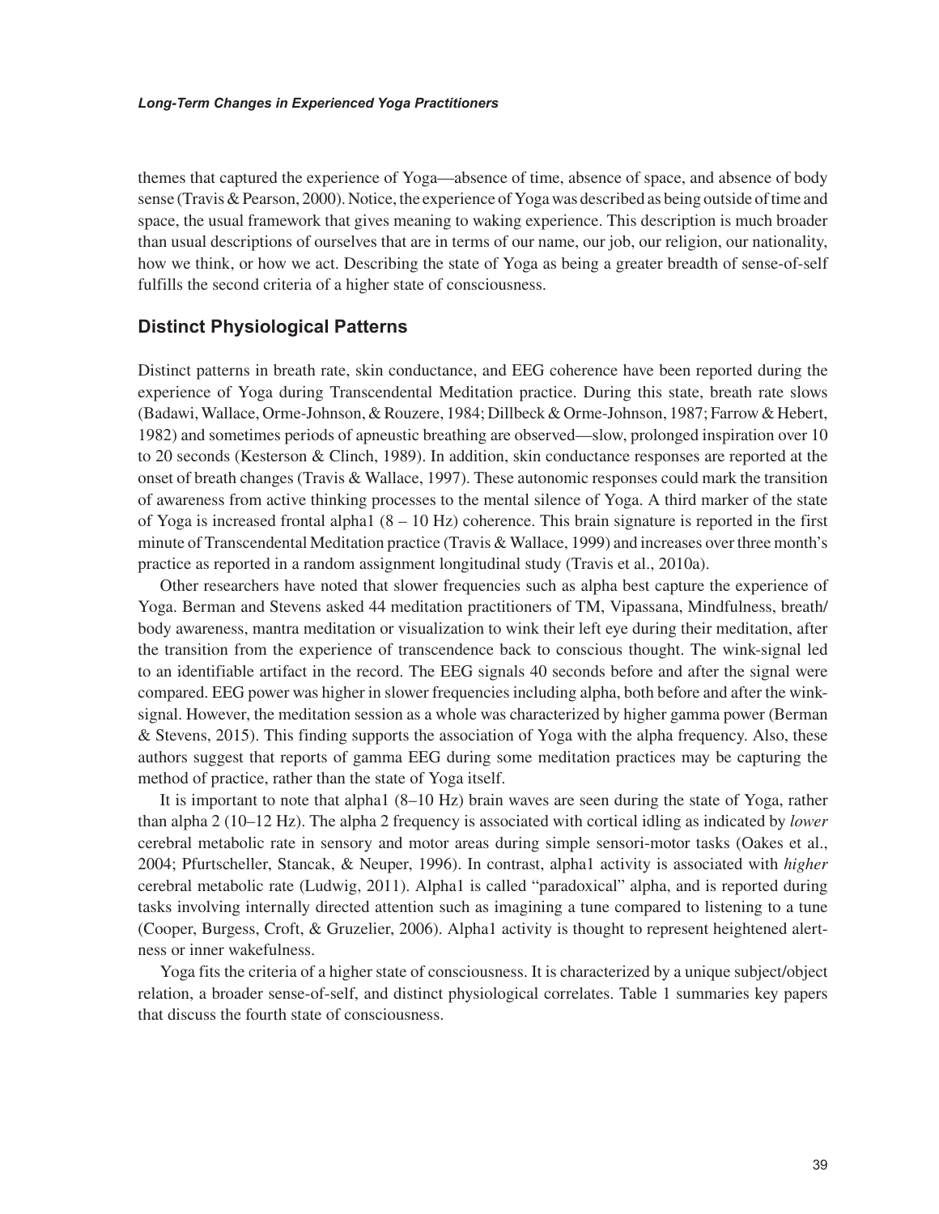themes that captured the experience of Yoga—absence of time, absence of space, and absence of body sense (Travis & Pearson, 2000). Notice, the experience of Yoga was described as being outside of time and space, the usual framework that gives meaning to waking experience. This description is much broader than usual descriptions of ourselves that are in terms of our name, our job, our religion, our nationality, how we think, or how we act. Describing the state of Yoga as being a greater breadth of sense-of-self fulfills the second criteria of a higher state of consciousness.

## Distinct Physiological Patterns

Distinct patterns in breath rate, skin conductance, and EEG coherence have been reported during the experience of Yoga during Transcendental Meditation practice. During this state, breath rate slows (Badawi, Wallace, Orme-Johnson, & Rouzere, 1984; Dillbeck & Orme-Johnson, 1987; Farrow & Hebert, 1982) and sometimes periods of apneustic breathing are observed—slow, prolonged inspiration over 10 to 20 seconds (Kesterson & Clinch, 1989). In addition, skin conductance responses are reported at the onset of breath changes (Travis & Wallace, 1997). These autonomic responses could mark the transition of awareness from active thinking processes to the mental silence of Yoga. A third marker of the state of Yoga is increased frontal alpha1 (8 – 10 Hz) coherence. This brain signature is reported in the first minute of Transcendental Meditation practice (Travis & Wallace, 1999) and increases over three month's practice as reported in a random assignment longitudinal study (Travis et al., 2010a).

Other researchers have noted that slower frequencies such as alpha best capture the experience of Yoga. Berman and Stevens asked 44 meditation practitioners of TM, Vipassana, Mindfulness, breath/body awareness, mantra meditation or visualization to wink their left eye during their meditation, after the transition from the experience of transcendence back to conscious thought. The wink-signal led to an identifiable artifact in the record. The EEG signals 40 seconds before and after the signal were compared. EEG power was higher in slower frequencies including alpha, both before and after the wink-signal. However, the meditation session as a whole was characterized by higher gamma power (Berman & Stevens, 2015). This finding supports the association of Yoga with the alpha frequency. Also, these authors suggest that reports of gamma EEG during some meditation practices may be capturing the method of practice, rather than the state of Yoga itself.

It is important to note that alpha1 (8–10 Hz) brain waves are seen during the state of Yoga, rather than alpha 2 (10–12 Hz). The alpha 2 frequency is associated with cortical idling as indicated by *lower* cerebral metabolic rate in sensory and motor areas during simple sensori-motor tasks (Oakes et al., 2004; Pfurtscheller, Stancak, & Neuper, 1996). In contrast, alpha1 activity is associated with *higher* cerebral metabolic rate (Ludwig, 2011). Alpha1 is called "paradoxical" alpha, and is reported during tasks involving internally directed attention such as imagining a tune compared to listening to a tune (Cooper, Burgess, Croft, & Gruzelier, 2006). Alpha1 activity is thought to represent heightened alertness or inner wakefulness.

Yoga fits the criteria of a higher state of consciousness. It is characterized by a unique subject/object relation, a broader sense-of-self, and distinct physiological correlates. Table 1 summaries key papers that discuss the fourth state of consciousness.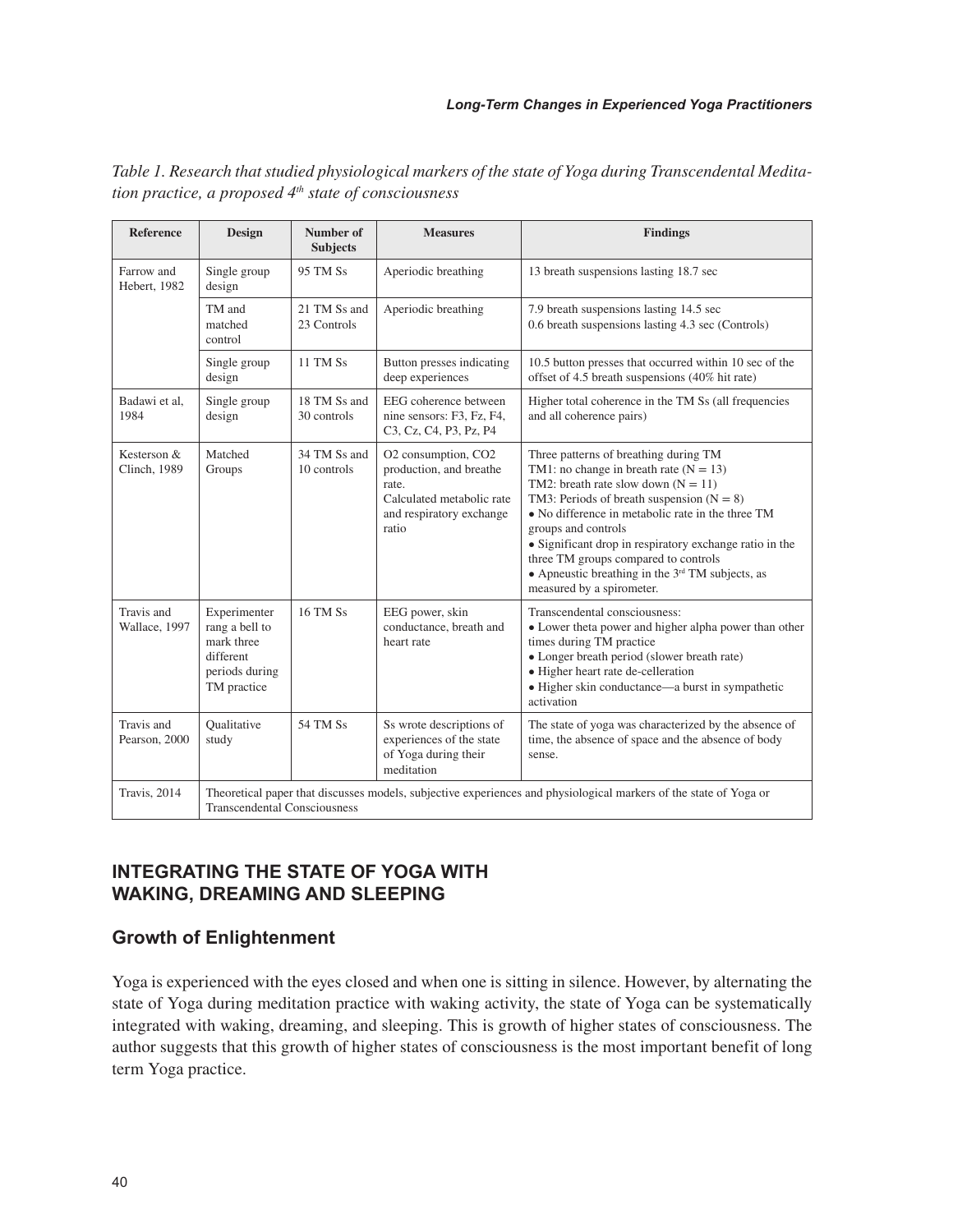*Table 1. Research that studied physiological markers of the state of Yoga during Transcendental Meditation practice, a proposed 4th state of consciousness*

| Reference | Design | Number of Subjects | Measures | Findings |
|---|---|---|---|---|
| Farrow and Hebert, 1982 | Single group design | 95 TM Ss | Aperiodic breathing | 13 breath suspensions lasting 18.7 sec |
| | TM and matched control | 21 TM Ss and 23 Controls | Aperiodic breathing | 7.9 breath suspensions lasting 14.5 sec<br>0.6 breath suspensions lasting 4.3 sec (Controls) |
| | Single group design | 11 TM Ss | Button presses indicating deep experiences | 10.5 button presses that occurred within 10 sec of the offset of 4.5 breath suspensions (40% hit rate) |
| Badawi et al, 1984 | Single group design | 18 TM Ss and 30 controls | EEG coherence between nine sensors: F3, Fz, F4, C3, Cz, C4, P3, Pz, P4 | Higher total coherence in the TM Ss (all frequencies and all coherence pairs) |
| Kesterson & Clinch, 1989 | Matched Groups | 34 TM Ss and 10 controls | $O_2$ consumption, $CO_2$ production, and breathe rate.<br>Calculated metabolic rate and respiratory exchange ratio | Three patterns of breathing during TM<br>TM1: no change in breath rate (N = 13)<br>TM2: breath rate slow down (N = 11)<br>TM3: Periods of breath suspension (N = 8)<br>• No difference in metabolic rate in the three TM groups and controls<br>• Significant drop in respiratory exchange ratio in the three TM groups compared to controls<br>• Apneustic breathing in the 3rd TM subjects, as measured by a spirometer. |
| Travis and Wallace, 1997 | Experimenter rang a bell to mark three different periods during TM practice | 16 TM Ss | EEG power, skin conductance, breath and heart rate | Transcendental consciousness:<br>• Lower theta power and higher alpha power than other times during TM practice<br>• Longer breath period (slower breath rate)<br>• Higher heart rate de-celleration<br>• Higher skin conductance—a burst in sympathetic activation |
| Travis and Pearson, 2000 | Qualitative study | 54 TM Ss | Ss wrote descriptions of experiences of the state of Yoga during their meditation | The state of yoga was characterized by the absence of time, the absence of space and the absence of body sense. |
| Travis, 2014 | Theoretical paper that discusses models, subjective experiences and physiological markers of the state of Yoga or Transcendental Consciousness | | | |

## INTEGRATING THE STATE OF YOGA WITH WAKING, DREAMING AND SLEEPING

### Growth of Enlightenment

Yoga is experienced with the eyes closed and when one is sitting in silence. However, by alternating the state of Yoga during meditation practice with waking activity, the state of Yoga can be systematically integrated with waking, dreaming, and sleeping. This is growth of higher states of consciousness. The author suggests that this growth of higher states of consciousness is the most important benefit of long term Yoga practice.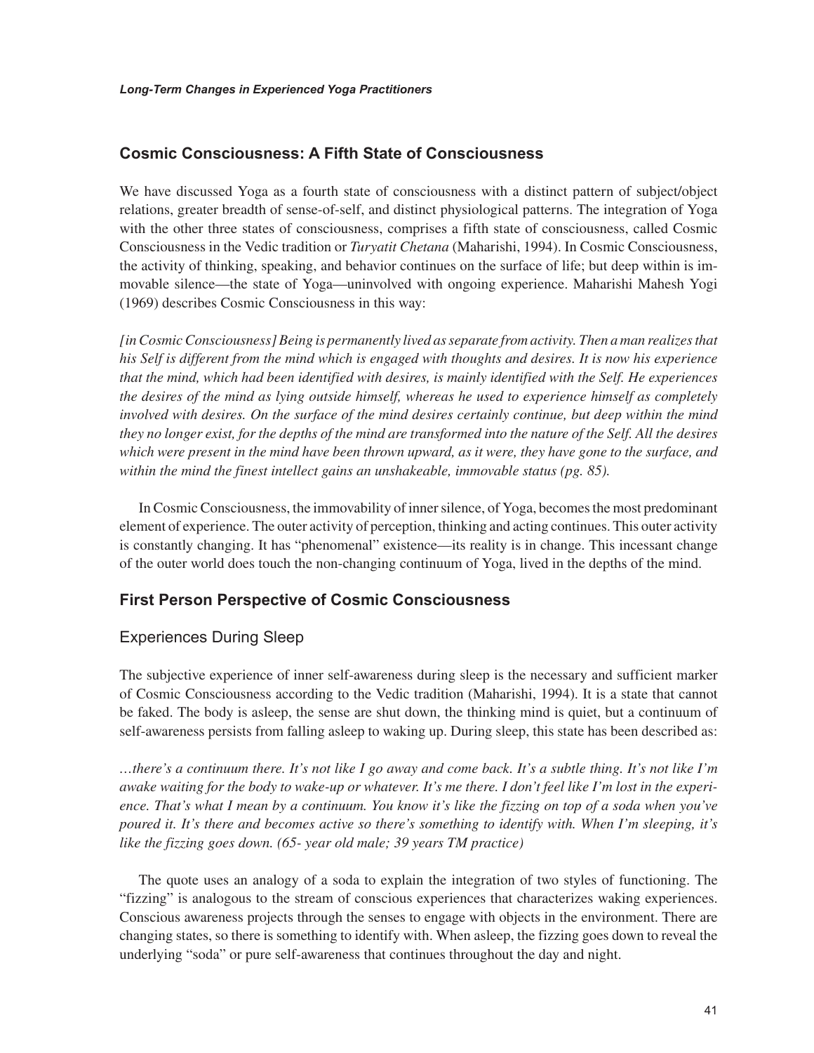## Cosmic Consciousness: A Fifth State of Consciousness

We have discussed Yoga as a fourth state of consciousness with a distinct pattern of subject/object relations, greater breadth of sense-of-self, and distinct physiological patterns. The integration of Yoga with the other three states of consciousness, comprises a fifth state of consciousness, called Cosmic Consciousness in the Vedic tradition or *Turyatit Chetana* (Maharishi, 1994). In Cosmic Consciousness, the activity of thinking, speaking, and behavior continues on the surface of life; but deep within is immovable silence—the state of Yoga—uninvolved with ongoing experience. Maharishi Mahesh Yogi (1969) describes Cosmic Consciousness in this way:

*[in Cosmic Consciousness] Being is permanently lived as separate from activity. Then a man realizes that his Self is different from the mind which is engaged with thoughts and desires. It is now his experience that the mind, which had been identified with desires, is mainly identified with the Self. He experiences the desires of the mind as lying outside himself, whereas he used to experience himself as completely involved with desires. On the surface of the mind desires certainly continue, but deep within the mind they no longer exist, for the depths of the mind are transformed into the nature of the Self. All the desires which were present in the mind have been thrown upward, as it were, they have gone to the surface, and within the mind the finest intellect gains an unshakeable, immovable status (pg. 85).*

In Cosmic Consciousness, the immovability of inner silence, of Yoga, becomes the most predominant element of experience. The outer activity of perception, thinking and acting continues. This outer activity is constantly changing. It has "phenomenal" existence—its reality is in change. This incessant change of the outer world does touch the non-changing continuum of Yoga, lived in the depths of the mind.

## First Person Perspective of Cosmic Consciousness

### Experiences During Sleep

The subjective experience of inner self-awareness during sleep is the necessary and sufficient marker of Cosmic Consciousness according to the Vedic tradition (Maharishi, 1994). It is a state that cannot be faked. The body is asleep, the sense are shut down, the thinking mind is quiet, but a continuum of self-awareness persists from falling asleep to waking up. During sleep, this state has been described as:

*…there's a continuum there. It's not like I go away and come back. It's a subtle thing. It's not like I'm awake waiting for the body to wake-up or whatever. It's me there. I don't feel like I'm lost in the experience. That's what I mean by a continuum. You know it's like the fizzing on top of a soda when you've poured it. It's there and becomes active so there's something to identify with. When I'm sleeping, it's like the fizzing goes down. (65- year old male; 39 years TM practice)*

The quote uses an analogy of a soda to explain the integration of two styles of functioning. The "fizzing" is analogous to the stream of conscious experiences that characterizes waking experiences. Conscious awareness projects through the senses to engage with objects in the environment. There are changing states, so there is something to identify with. When asleep, the fizzing goes down to reveal the underlying "soda" or pure self-awareness that continues throughout the day and night.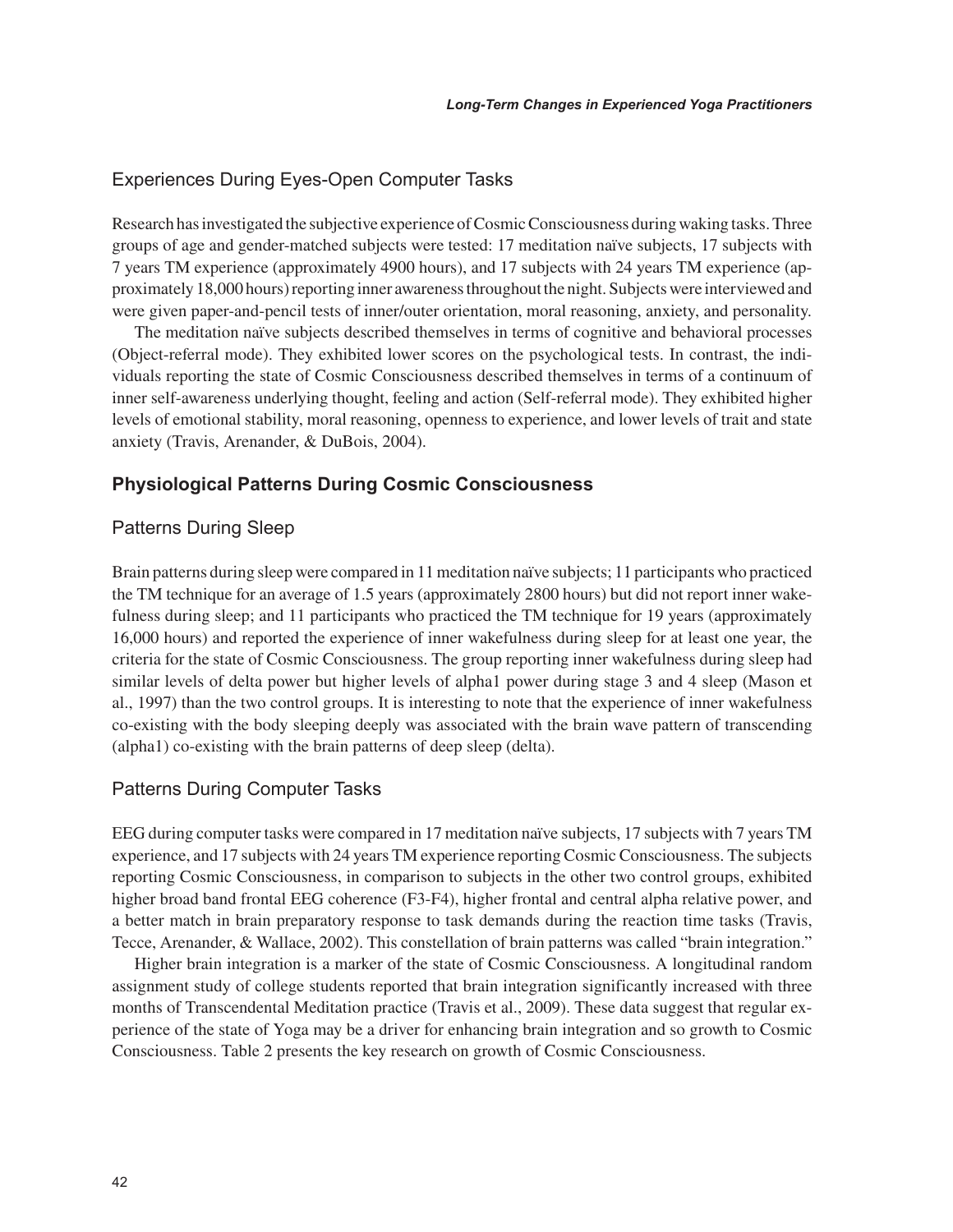### Experiences During Eyes-Open Computer Tasks

Research has investigated the subjective experience of Cosmic Consciousness during waking tasks. Three groups of age and gender-matched subjects were tested: 17 meditation naïve subjects, 17 subjects with 7 years TM experience (approximately 4900 hours), and 17 subjects with 24 years TM experience (approximately 18,000 hours) reporting inner awareness throughout the night. Subjects were interviewed and were given paper-and-pencil tests of inner/outer orientation, moral reasoning, anxiety, and personality.

The meditation naïve subjects described themselves in terms of cognitive and behavioral processes (Object-referral mode). They exhibited lower scores on the psychological tests. In contrast, the individuals reporting the state of Cosmic Consciousness described themselves in terms of a continuum of inner self-awareness underlying thought, feeling and action (Self-referral mode). They exhibited higher levels of emotional stability, moral reasoning, openness to experience, and lower levels of trait and state anxiety (Travis, Arenander, & DuBois, 2004).

## Physiological Patterns During Cosmic Consciousness

### Patterns During Sleep

Brain patterns during sleep were compared in 11 meditation naïve subjects; 11 participants who practiced the TM technique for an average of 1.5 years (approximately 2800 hours) but did not report inner wakefulness during sleep; and 11 participants who practiced the TM technique for 19 years (approximately 16,000 hours) and reported the experience of inner wakefulness during sleep for at least one year, the criteria for the state of Cosmic Consciousness. The group reporting inner wakefulness during sleep had similar levels of delta power but higher levels of alpha1 power during stage 3 and 4 sleep (Mason et al., 1997) than the two control groups. It is interesting to note that the experience of inner wakefulness co-existing with the body sleeping deeply was associated with the brain wave pattern of transcending (alpha1) co-existing with the brain patterns of deep sleep (delta).

### Patterns During Computer Tasks

EEG during computer tasks were compared in 17 meditation naïve subjects, 17 subjects with 7 years TM experience, and 17 subjects with 24 years TM experience reporting Cosmic Consciousness. The subjects reporting Cosmic Consciousness, in comparison to subjects in the other two control groups, exhibited higher broad band frontal EEG coherence (F3-F4), higher frontal and central alpha relative power, and a better match in brain preparatory response to task demands during the reaction time tasks (Travis, Tecce, Arenander, & Wallace, 2002). This constellation of brain patterns was called "brain integration."

Higher brain integration is a marker of the state of Cosmic Consciousness. A longitudinal random assignment study of college students reported that brain integration significantly increased with three months of Transcendental Meditation practice (Travis et al., 2009). These data suggest that regular experience of the state of Yoga may be a driver for enhancing brain integration and so growth to Cosmic Consciousness. Table 2 presents the key research on growth of Cosmic Consciousness.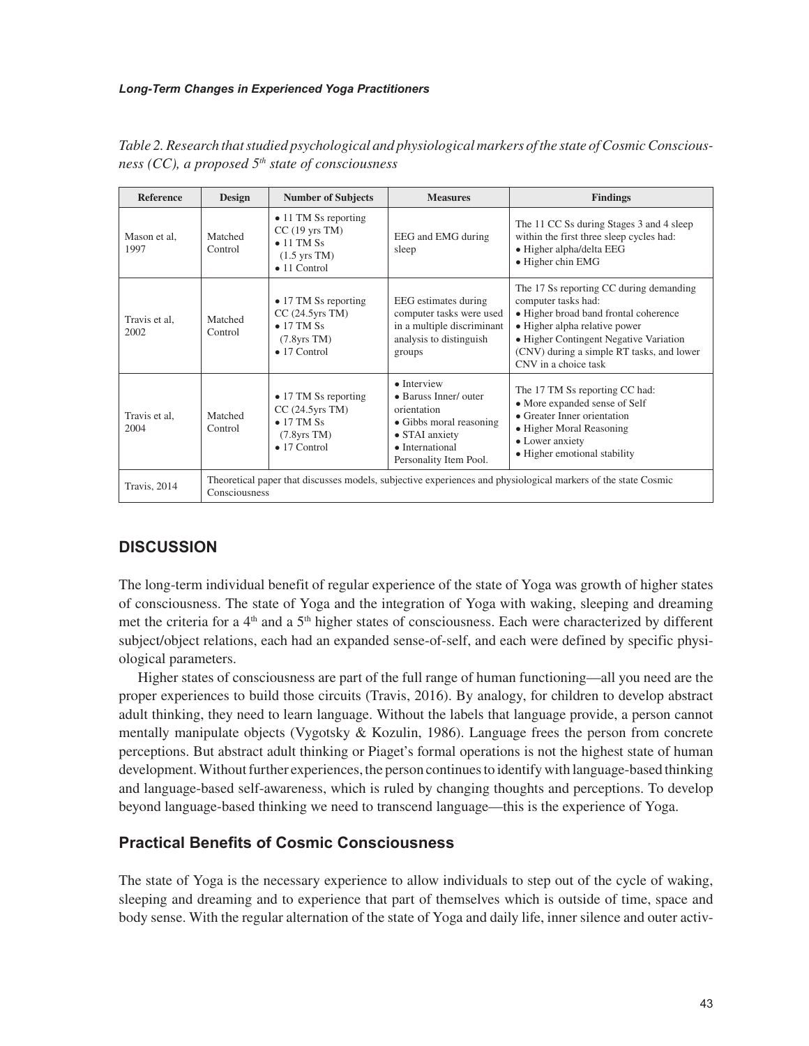*Table 2. Research that studied psychological and physiological markers of the state of Cosmic Consciousness (CC), a proposed 5th state of consciousness*

| Reference | Design | Number of Subjects | Measures | Findings |
|---|---|---|---|---|
| Mason et al, 1997 | Matched Control | • 11 TM Ss reporting CC (19 yrs TM)<br>• 11 TM Ss (1.5 yrs TM)<br>• 11 Control | EEG and EMG during sleep | The 11 CC Ss during Stages 3 and 4 sleep within the first three sleep cycles had:<br>• Higher alpha/delta EEG<br>• Higher chin EMG |
| Travis et al, 2002 | Matched Control | • 17 TM Ss reporting CC (24.5yrs TM)<br>• 17 TM Ss (7.8yrs TM)<br>• 17 Control | EEG estimates during computer tasks were used in a multiple discriminant analysis to distinguish groups | The 17 Ss reporting CC during demanding computer tasks had:<br>• Higher broad band frontal coherence<br>• Higher alpha relative power<br>• Higher Contingent Negative Variation (CNV) during a simple RT tasks, and lower CNV in a choice task |
| Travis et al, 2004 | Matched Control | • 17 TM Ss reporting CC (24.5yrs TM)<br>• 17 TM Ss (7.8yrs TM)<br>• 17 Control | • Interview<br>• Baruss Inner/ outer orientation<br>• Gibbs moral reasoning<br>• STAI anxiety<br>• International Personality Item Pool. | The 17 TM Ss reporting CC had:<br>• More expanded sense of Self<br>• Greater Inner orientation<br>• Higher Moral Reasoning<br>• Lower anxiety<br>• Higher emotional stability |
| Travis, 2014 | Theoretical paper that discusses models, subjective experiences and physiological markers of the state Cosmic Consciousness | | | |

## DISCUSSION

The long-term individual benefit of regular experience of the state of Yoga was growth of higher states of consciousness. The state of Yoga and the integration of Yoga with waking, sleeping and dreaming met the criteria for a 4th and a 5th higher states of consciousness. Each were characterized by different subject/object relations, each had an expanded sense-of-self, and each were defined by specific physiological parameters.

Higher states of consciousness are part of the full range of human functioning—all you need are the proper experiences to build those circuits (Travis, 2016). By analogy, for children to develop abstract adult thinking, they need to learn language. Without the labels that language provide, a person cannot mentally manipulate objects (Vygotsky & Kozulin, 1986). Language frees the person from concrete perceptions. But abstract adult thinking or Piaget's formal operations is not the highest state of human development. Without further experiences, the person continues to identify with language-based thinking and language-based self-awareness, which is ruled by changing thoughts and perceptions. To develop beyond language-based thinking we need to transcend language—this is the experience of Yoga.

### Practical Benefits of Cosmic Consciousness

The state of Yoga is the necessary experience to allow individuals to step out of the cycle of waking, sleeping and dreaming and to experience that part of themselves which is outside of time, space and body sense. With the regular alternation of the state of Yoga and daily life, inner silence and outer activ-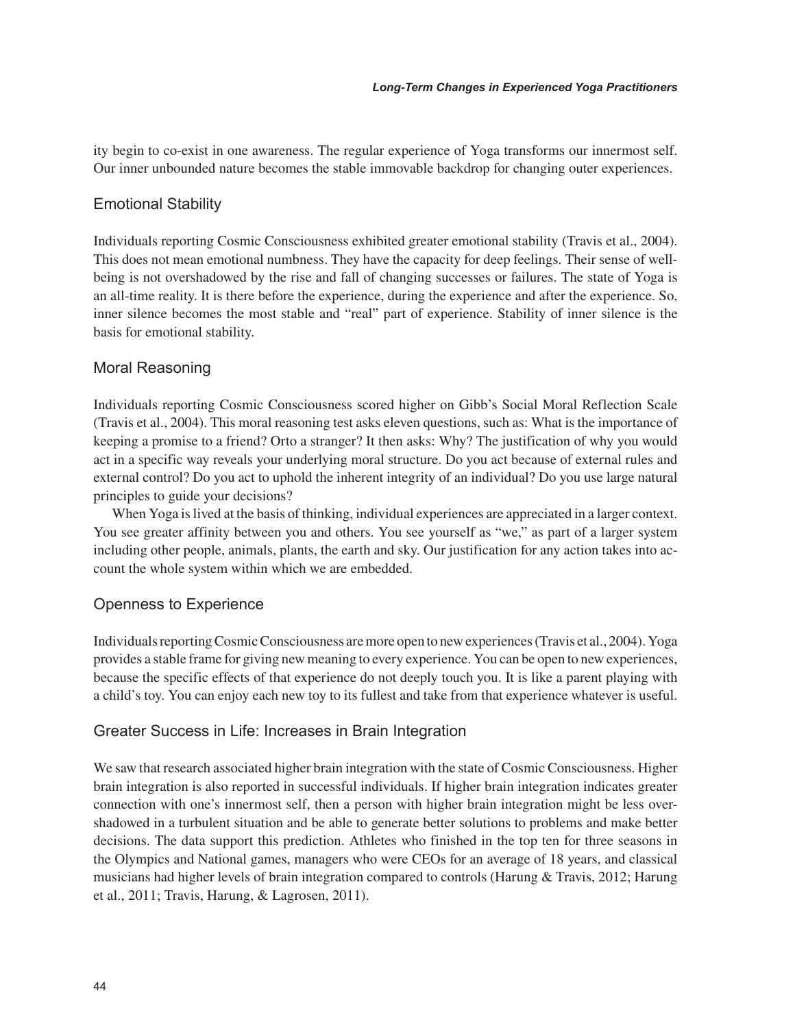ity begin to co-exist in one awareness. The regular experience of Yoga transforms our innermost self. Our inner unbounded nature becomes the stable immovable backdrop for changing outer experiences.

## Emotional Stability

Individuals reporting Cosmic Consciousness exhibited greater emotional stability (Travis et al., 2004). This does not mean emotional numbness. They have the capacity for deep feelings. Their sense of well-being is not overshadowed by the rise and fall of changing successes or failures. The state of Yoga is an all-time reality. It is there before the experience, during the experience and after the experience. So, inner silence becomes the most stable and "real" part of experience. Stability of inner silence is the basis for emotional stability.

## Moral Reasoning

Individuals reporting Cosmic Consciousness scored higher on Gibb's Social Moral Reflection Scale (Travis et al., 2004). This moral reasoning test asks eleven questions, such as: What is the importance of keeping a promise to a friend? Orto a stranger? It then asks: Why? The justification of why you would act in a specific way reveals your underlying moral structure. Do you act because of external rules and external control? Do you act to uphold the inherent integrity of an individual? Do you use large natural principles to guide your decisions?

When Yoga is lived at the basis of thinking, individual experiences are appreciated in a larger context. You see greater affinity between you and others. You see yourself as "we," as part of a larger system including other people, animals, plants, the earth and sky. Our justification for any action takes into account the whole system within which we are embedded.

## Openness to Experience

Individuals reporting Cosmic Consciousness are more open to new experiences (Travis et al., 2004). Yoga provides a stable frame for giving new meaning to every experience. You can be open to new experiences, because the specific effects of that experience do not deeply touch you. It is like a parent playing with a child's toy. You can enjoy each new toy to its fullest and take from that experience whatever is useful.

## Greater Success in Life: Increases in Brain Integration

We saw that research associated higher brain integration with the state of Cosmic Consciousness. Higher brain integration is also reported in successful individuals. If higher brain integration indicates greater connection with one's innermost self, then a person with higher brain integration might be less overshadowed in a turbulent situation and be able to generate better solutions to problems and make better decisions. The data support this prediction. Athletes who finished in the top ten for three seasons in the Olympics and National games, managers who were CEOs for an average of 18 years, and classical musicians had higher levels of brain integration compared to controls (Harung & Travis, 2012; Harung et al., 2011; Travis, Harung, & Lagrosen, 2011).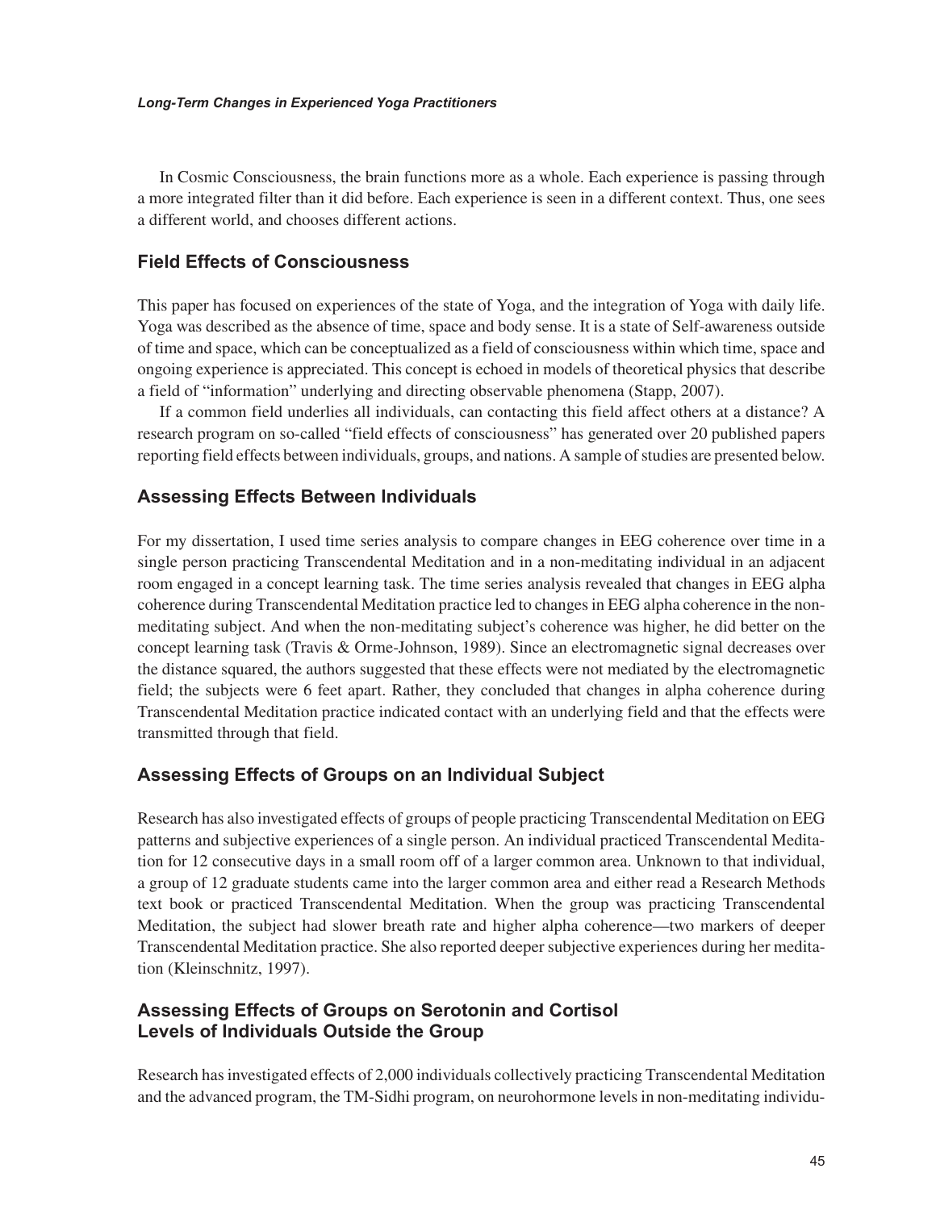In Cosmic Consciousness, the brain functions more as a whole. Each experience is passing through a more integrated filter than it did before. Each experience is seen in a different context. Thus, one sees a different world, and chooses different actions.

## Field Effects of Consciousness

This paper has focused on experiences of the state of Yoga, and the integration of Yoga with daily life. Yoga was described as the absence of time, space and body sense. It is a state of Self-awareness outside of time and space, which can be conceptualized as a field of consciousness within which time, space and ongoing experience is appreciated. This concept is echoed in models of theoretical physics that describe a field of "information" underlying and directing observable phenomena (Stapp, 2007).

If a common field underlies all individuals, can contacting this field affect others at a distance? A research program on so-called "field effects of consciousness" has generated over 20 published papers reporting field effects between individuals, groups, and nations. A sample of studies are presented below.

## Assessing Effects Between Individuals

For my dissertation, I used time series analysis to compare changes in EEG coherence over time in a single person practicing Transcendental Meditation and in a non-meditating individual in an adjacent room engaged in a concept learning task. The time series analysis revealed that changes in EEG alpha coherence during Transcendental Meditation practice led to changes in EEG alpha coherence in the non-meditating subject. And when the non-meditating subject's coherence was higher, he did better on the concept learning task (Travis & Orme-Johnson, 1989). Since an electromagnetic signal decreases over the distance squared, the authors suggested that these effects were not mediated by the electromagnetic field; the subjects were 6 feet apart. Rather, they concluded that changes in alpha coherence during Transcendental Meditation practice indicated contact with an underlying field and that the effects were transmitted through that field.

## Assessing Effects of Groups on an Individual Subject

Research has also investigated effects of groups of people practicing Transcendental Meditation on EEG patterns and subjective experiences of a single person. An individual practiced Transcendental Meditation for 12 consecutive days in a small room off of a larger common area. Unknown to that individual, a group of 12 graduate students came into the larger common area and either read a Research Methods text book or practiced Transcendental Meditation. When the group was practicing Transcendental Meditation, the subject had slower breath rate and higher alpha coherence—two markers of deeper Transcendental Meditation practice. She also reported deeper subjective experiences during her meditation (Kleinschnitz, 1997).

## Assessing Effects of Groups on Serotonin and Cortisol Levels of Individuals Outside the Group

Research has investigated effects of 2,000 individuals collectively practicing Transcendental Meditation and the advanced program, the TM-Sidhi program, on neurohormone levels in non-meditating individu-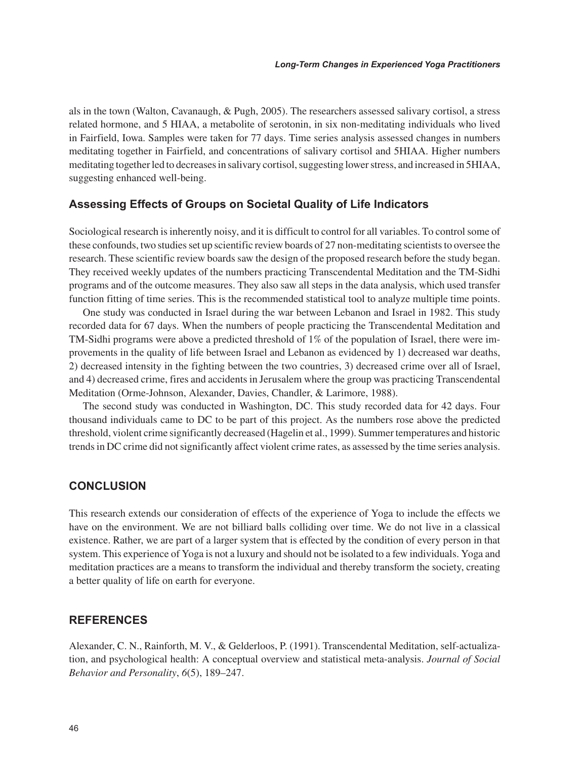als in the town (Walton, Cavanaugh, & Pugh, 2005). The researchers assessed salivary cortisol, a stress related hormone, and 5 HIAA, a metabolite of serotonin, in six non-meditating individuals who lived in Fairfield, Iowa. Samples were taken for 77 days. Time series analysis assessed changes in numbers meditating together in Fairfield, and concentrations of salivary cortisol and 5HIAA. Higher numbers meditating together led to decreases in salivary cortisol, suggesting lower stress, and increased in 5HIAA, suggesting enhanced well-being.

### Assessing Effects of Groups on Societal Quality of Life Indicators

Sociological research is inherently noisy, and it is difficult to control for all variables. To control some of these confounds, two studies set up scientific review boards of 27 non-meditating scientists to oversee the research. These scientific review boards saw the design of the proposed research before the study began. They received weekly updates of the numbers practicing Transcendental Meditation and the TM-Sidhi programs and of the outcome measures. They also saw all steps in the data analysis, which used transfer function fitting of time series. This is the recommended statistical tool to analyze multiple time points.

One study was conducted in Israel during the war between Lebanon and Israel in 1982. This study recorded data for 67 days. When the numbers of people practicing the Transcendental Meditation and TM-Sidhi programs were above a predicted threshold of 1% of the population of Israel, there were improvements in the quality of life between Israel and Lebanon as evidenced by 1) decreased war deaths, 2) decreased intensity in the fighting between the two countries, 3) decreased crime over all of Israel, and 4) decreased crime, fires and accidents in Jerusalem where the group was practicing Transcendental Meditation (Orme-Johnson, Alexander, Davies, Chandler, & Larimore, 1988).

The second study was conducted in Washington, DC. This study recorded data for 42 days. Four thousand individuals came to DC to be part of this project. As the numbers rose above the predicted threshold, violent crime significantly decreased (Hagelin et al., 1999). Summer temperatures and historic trends in DC crime did not significantly affect violent crime rates, as assessed by the time series analysis.

## CONCLUSION

This research extends our consideration of effects of the experience of Yoga to include the effects we have on the environment. We are not billiard balls colliding over time. We do not live in a classical existence. Rather, we are part of a larger system that is effected by the condition of every person in that system. This experience of Yoga is not a luxury and should not be isolated to a few individuals. Yoga and meditation practices are a means to transform the individual and thereby transform the society, creating a better quality of life on earth for everyone.

## REFERENCES

Alexander, C. N., Rainforth, M. V., & Gelderloos, P. (1991). Transcendental Meditation, self-actualization, and psychological health: A conceptual overview and statistical meta-analysis. *Journal of Social Behavior and Personality*, *6*(5), 189–247.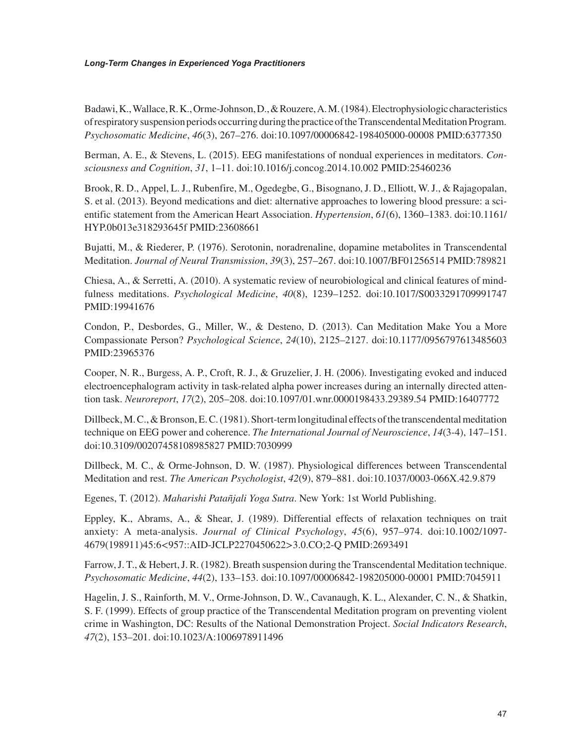Badawi, K., Wallace, R. K., Orme-Johnson, D., & Rouzere, A. M. (1984). Electrophysiologic characteristics of respiratory suspension periods occurring during the practice of the Transcendental Meditation Program. *Psychosomatic Medicine*, *46*(3), 267–276. doi:10.1097/00006842-198405000-00008 PMID:6377350

Berman, A. E., & Stevens, L. (2015). EEG manifestations of nondual experiences in meditators. *Consciousness and Cognition*, *31*, 1–11. doi:10.1016/j.concog.2014.10.002 PMID:25460236

Brook, R. D., Appel, L. J., Rubenfire, M., Ogedegbe, G., Bisognano, J. D., Elliott, W. J., & Rajagopalan, S. et al. (2013). Beyond medications and diet: alternative approaches to lowering blood pressure: a scientific statement from the American Heart Association. *Hypertension*, *61*(6), 1360–1383. doi:10.1161/HYP.0b013e318293645f PMID:23608661

Bujatti, M., & Riederer, P. (1976). Serotonin, noradrenaline, dopamine metabolites in Transcendental Meditation. *Journal of Neural Transmission*, *39*(3), 257–267. doi:10.1007/BF01256514 PMID:789821

Chiesa, A., & Serretti, A. (2010). A systematic review of neurobiological and clinical features of mindfulness meditations. *Psychological Medicine*, *40*(8), 1239–1252. doi:10.1017/S0033291709991747 PMID:19941676

Condon, P., Desbordes, G., Miller, W., & Desteno, D. (2013). Can Meditation Make You a More Compassionate Person? *Psychological Science*, *24*(10), 2125–2127. doi:10.1177/0956797613485603 PMID:23965376

Cooper, N. R., Burgess, A. P., Croft, R. J., & Gruzelier, J. H. (2006). Investigating evoked and induced electroencephalogram activity in task-related alpha power increases during an internally directed attention task. *Neuroreport*, *17*(2), 205–208. doi:10.1097/01.wnr.0000198433.29389.54 PMID:16407772

Dillbeck, M. C., & Bronson, E. C. (1981). Short-term longitudinal effects of the transcendental meditation technique on EEG power and coherence. *The International Journal of Neuroscience*, *14*(3-4), 147–151. doi:10.3109/00207458108985827 PMID:7030999

Dillbeck, M. C., & Orme-Johnson, D. W. (1987). Physiological differences between Transcendental Meditation and rest. *The American Psychologist*, *42*(9), 879–881. doi:10.1037/0003-066X.42.9.879

Egenes, T. (2012). *Maharishi Patañjali Yoga Sutra*. New York: 1st World Publishing.

Eppley, K., Abrams, A., & Shear, J. (1989). Differential effects of relaxation techniques on trait anxiety: A meta-analysis. *Journal of Clinical Psychology*, *45*(6), 957–974. doi:10.1002/1097-4679(198911)45:6<957::AID-JCLP2270450622>3.0.CO;2-Q PMID:2693491

Farrow, J. T., & Hebert, J. R. (1982). Breath suspension during the Transcendental Meditation technique. *Psychosomatic Medicine*, *44*(2), 133–153. doi:10.1097/00006842-198205000-00001 PMID:7045911

Hagelin, J. S., Rainforth, M. V., Orme-Johnson, D. W., Cavanaugh, K. L., Alexander, C. N., & Shatkin, S. F. (1999). Effects of group practice of the Transcendental Meditation program on preventing violent crime in Washington, DC: Results of the National Demonstration Project. *Social Indicators Research*, *47*(2), 153–201. doi:10.1023/A:1006978911496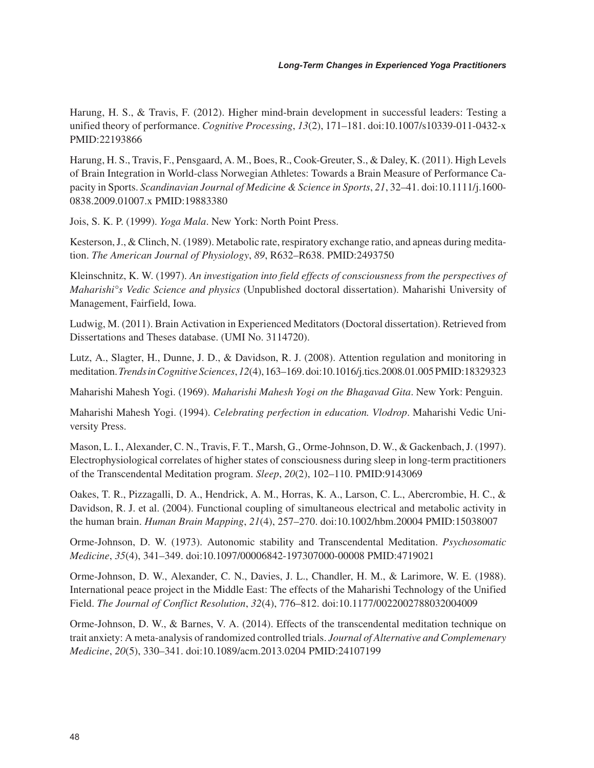Harung, H. S., & Travis, F. (2012). Higher mind-brain development in successful leaders: Testing a unified theory of performance. *Cognitive Processing*, *13*(2), 171–181. doi:10.1007/s10339-011-0432-x PMID:22193866

Harung, H. S., Travis, F., Pensgaard, A. M., Boes, R., Cook-Greuter, S., & Daley, K. (2011). High Levels of Brain Integration in World-class Norwegian Athletes: Towards a Brain Measure of Performance Capacity in Sports. *Scandinavian Journal of Medicine & Science in Sports*, *21*, 32–41. doi:10.1111/j.1600-0838.2009.01007.x PMID:19883380

Jois, S. K. P. (1999). *Yoga Mala*. New York: North Point Press.

Kesterson, J., & Clinch, N. (1989). Metabolic rate, respiratory exchange ratio, and apneas during meditation. *The American Journal of Physiology*, *89*, R632–R638. PMID:2493750

Kleinschnitz, K. W. (1997). *An investigation into field effects of consciousness from the perspectives of Maharishi°s Vedic Science and physics* (Unpublished doctoral dissertation). Maharishi University of Management, Fairfield, Iowa.

Ludwig, M. (2011). Brain Activation in Experienced Meditators (Doctoral dissertation). Retrieved from Dissertations and Theses database. (UMI No. 3114720).

Lutz, A., Slagter, H., Dunne, J. D., & Davidson, R. J. (2008). Attention regulation and monitoring in meditation. *Trends in Cognitive Sciences*, *12*(4), 163–169. doi:10.1016/j.tics.2008.01.005 PMID:18329323

Maharishi Mahesh Yogi. (1969). *Maharishi Mahesh Yogi on the Bhagavad Gita*. New York: Penguin.

Maharishi Mahesh Yogi. (1994). *Celebrating perfection in education. Vlodrop*. Maharishi Vedic University Press.

Mason, L. I., Alexander, C. N., Travis, F. T., Marsh, G., Orme-Johnson, D. W., & Gackenbach, J. (1997). Electrophysiological correlates of higher states of consciousness during sleep in long-term practitioners of the Transcendental Meditation program. *Sleep*, *20*(2), 102–110. PMID:9143069

Oakes, T. R., Pizzagalli, D. A., Hendrick, A. M., Horras, K. A., Larson, C. L., Abercrombie, H. C., & Davidson, R. J. et al. (2004). Functional coupling of simultaneous electrical and metabolic activity in the human brain. *Human Brain Mapping*, *21*(4), 257–270. doi:10.1002/hbm.20004 PMID:15038007

Orme-Johnson, D. W. (1973). Autonomic stability and Transcendental Meditation. *Psychosomatic Medicine*, *35*(4), 341–349. doi:10.1097/00006842-197307000-00008 PMID:4719021

Orme-Johnson, D. W., Alexander, C. N., Davies, J. L., Chandler, H. M., & Larimore, W. E. (1988). International peace project in the Middle East: The effects of the Maharishi Technology of the Unified Field. *The Journal of Conflict Resolution*, *32*(4), 776–812. doi:10.1177/0022002788032004009

Orme-Johnson, D. W., & Barnes, V. A. (2014). Effects of the transcendental meditation technique on trait anxiety: A meta-analysis of randomized controlled trials. *Journal of Alternative and Complemenary Medicine*, *20*(5), 330–341. doi:10.1089/acm.2013.0204 PMID:24107199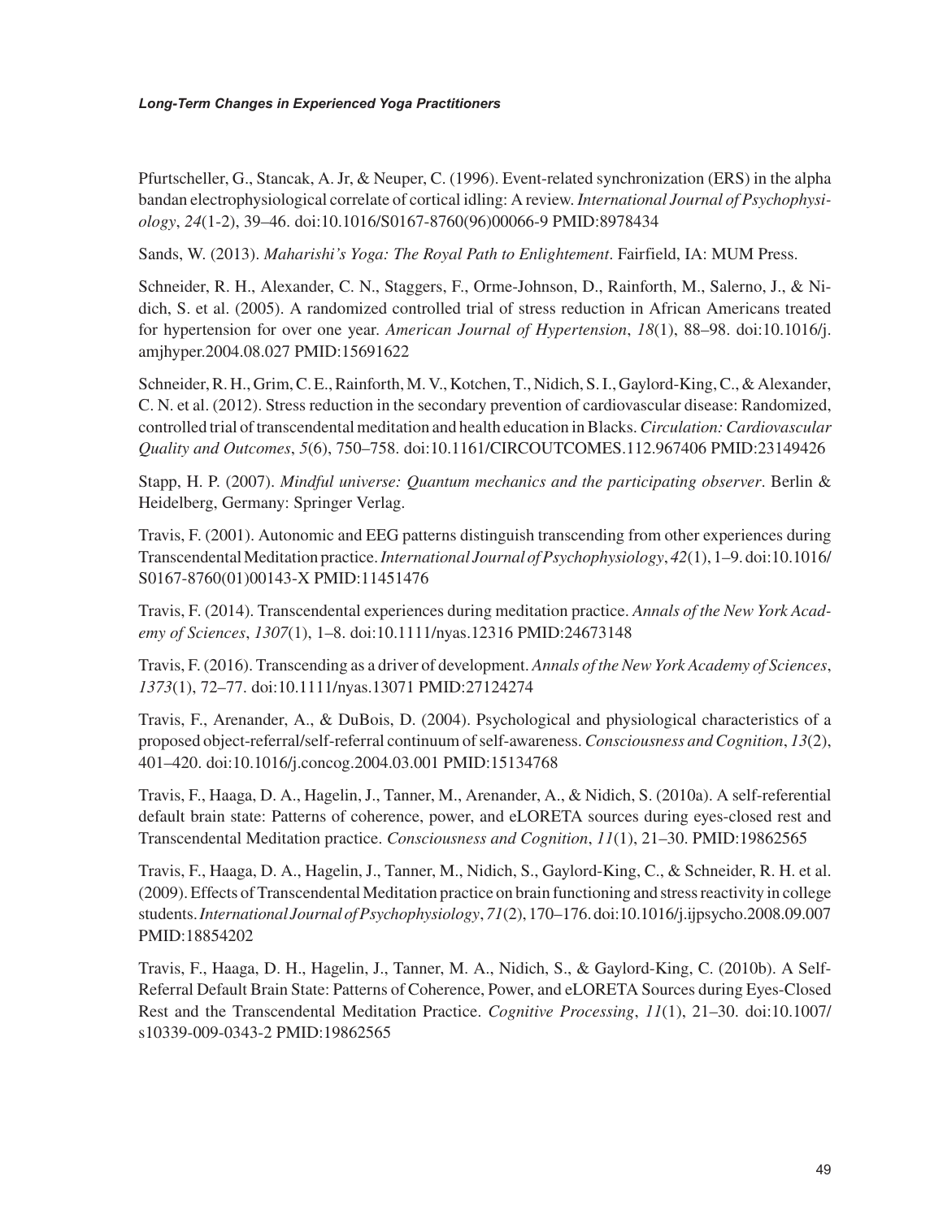Pfurtscheller, G., Stancak, A. Jr, & Neuper, C. (1996). Event-related synchronization (ERS) in the alpha bandan electrophysiological correlate of cortical idling: A review. *International Journal of Psychophysiology*, *24*(1-2), 39–46. doi:10.1016/S0167-8760(96)00066-9 PMID:8978434

Sands, W. (2013). *Maharishi's Yoga: The Royal Path to Enlightement*. Fairfield, IA: MUM Press.

Schneider, R. H., Alexander, C. N., Staggers, F., Orme-Johnson, D., Rainforth, M., Salerno, J., & Nidich, S. et al. (2005). A randomized controlled trial of stress reduction in African Americans treated for hypertension for over one year. *American Journal of Hypertension*, *18*(1), 88–98. doi:10.1016/j.amjhyper.2004.08.027 PMID:15691622

Schneider, R. H., Grim, C. E., Rainforth, M. V., Kotchen, T., Nidich, S. I., Gaylord-King, C., & Alexander, C. N. et al. (2012). Stress reduction in the secondary prevention of cardiovascular disease: Randomized, controlled trial of transcendental meditation and health education in Blacks. *Circulation: Cardiovascular Quality and Outcomes*, *5*(6), 750–758. doi:10.1161/CIRCOUTCOMES.112.967406 PMID:23149426

Stapp, H. P. (2007). *Mindful universe: Quantum mechanics and the participating observer*. Berlin & Heidelberg, Germany: Springer Verlag.

Travis, F. (2001). Autonomic and EEG patterns distinguish transcending from other experiences during Transcendental Meditation practice. *International Journal of Psychophysiology*, *42*(1), 1–9. doi:10.1016/S0167-8760(01)00143-X PMID:11451476

Travis, F. (2014). Transcendental experiences during meditation practice. *Annals of the New York Academy of Sciences*, *1307*(1), 1–8. doi:10.1111/nyas.12316 PMID:24673148

Travis, F. (2016). Transcending as a driver of development. *Annals of the New York Academy of Sciences*, *1373*(1), 72–77. doi:10.1111/nyas.13071 PMID:27124274

Travis, F., Arenander, A., & DuBois, D. (2004). Psychological and physiological characteristics of a proposed object-referral/self-referral continuum of self-awareness. *Consciousness and Cognition*, *13*(2), 401–420. doi:10.1016/j.concog.2004.03.001 PMID:15134768

Travis, F., Haaga, D. A., Hagelin, J., Tanner, M., Arenander, A., & Nidich, S. (2010a). A self-referential default brain state: Patterns of coherence, power, and eLORETA sources during eyes-closed rest and Transcendental Meditation practice. *Consciousness and Cognition*, *11*(1), 21–30. PMID:19862565

Travis, F., Haaga, D. A., Hagelin, J., Tanner, M., Nidich, S., Gaylord-King, C., & Schneider, R. H. et al. (2009). Effects of Transcendental Meditation practice on brain functioning and stress reactivity in college students. *International Journal of Psychophysiology*, *71*(2), 170–176. doi:10.1016/j.ijpsycho.2008.09.007 PMID:18854202

Travis, F., Haaga, D. H., Hagelin, J., Tanner, M. A., Nidich, S., & Gaylord-King, C. (2010b). A Self-Referral Default Brain State: Patterns of Coherence, Power, and eLORETA Sources during Eyes-Closed Rest and the Transcendental Meditation Practice. *Cognitive Processing*, *11*(1), 21–30. doi:10.1007/s10339-009-0343-2 PMID:19862565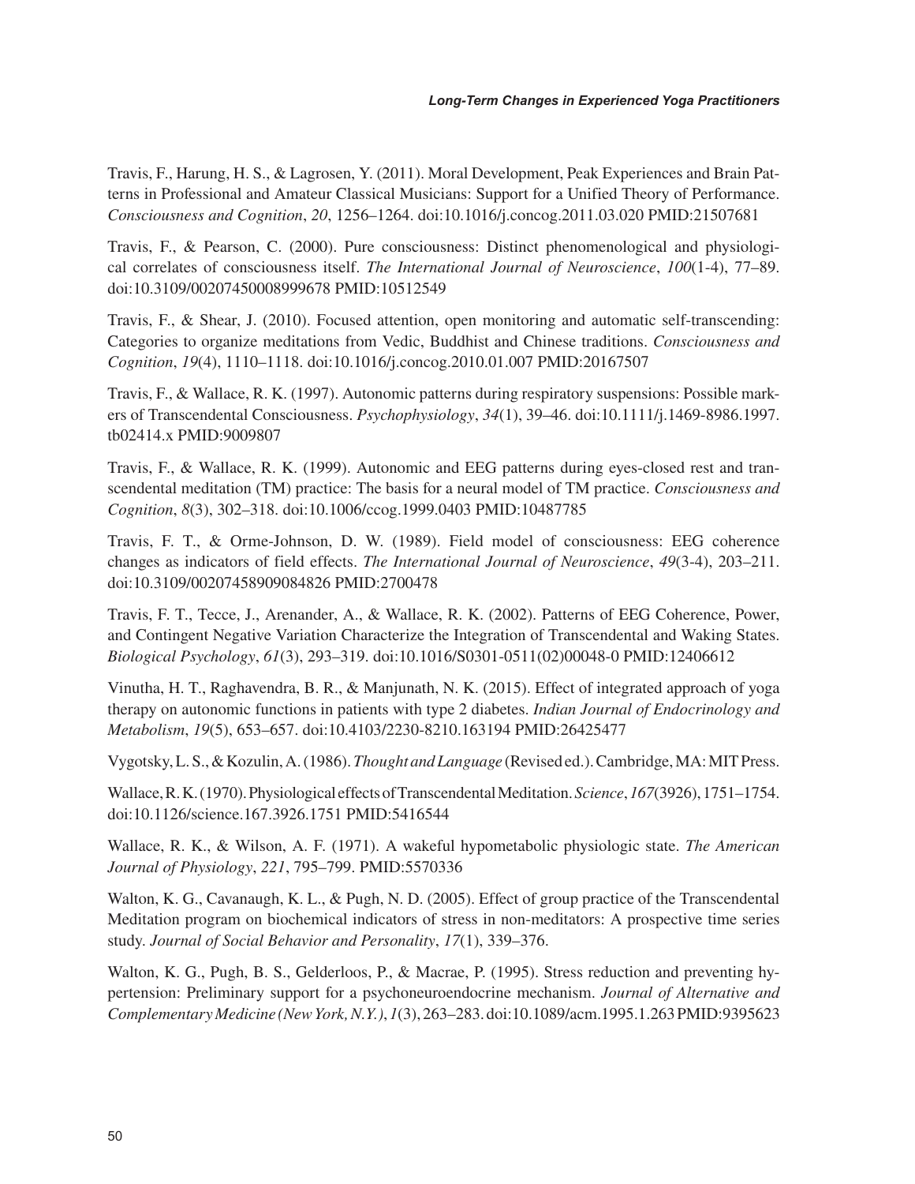Travis, F., Harung, H. S., & Lagrosen, Y. (2011). Moral Development, Peak Experiences and Brain Patterns in Professional and Amateur Classical Musicians: Support for a Unified Theory of Performance. *Consciousness and Cognition*, *20*, 1256–1264. doi:10.1016/j.concog.2011.03.020 PMID:21507681

Travis, F., & Pearson, C. (2000). Pure consciousness: Distinct phenomenological and physiological correlates of consciousness itself. *The International Journal of Neuroscience*, *100*(1-4), 77–89. doi:10.3109/00207450008999678 PMID:10512549

Travis, F., & Shear, J. (2010). Focused attention, open monitoring and automatic self-transcending: Categories to organize meditations from Vedic, Buddhist and Chinese traditions. *Consciousness and Cognition*, *19*(4), 1110–1118. doi:10.1016/j.concog.2010.01.007 PMID:20167507

Travis, F., & Wallace, R. K. (1997). Autonomic patterns during respiratory suspensions: Possible markers of Transcendental Consciousness. *Psychophysiology*, *34*(1), 39–46. doi:10.1111/j.1469-8986.1997.tb02414.x PMID:9009807

Travis, F., & Wallace, R. K. (1999). Autonomic and EEG patterns during eyes-closed rest and transcendental meditation (TM) practice: The basis for a neural model of TM practice. *Consciousness and Cognition*, *8*(3), 302–318. doi:10.1006/ccog.1999.0403 PMID:10487785

Travis, F. T., & Orme-Johnson, D. W. (1989). Field model of consciousness: EEG coherence changes as indicators of field effects. *The International Journal of Neuroscience*, *49*(3-4), 203–211. doi:10.3109/00207458909084826 PMID:2700478

Travis, F. T., Tecce, J., Arenander, A., & Wallace, R. K. (2002). Patterns of EEG Coherence, Power, and Contingent Negative Variation Characterize the Integration of Transcendental and Waking States. *Biological Psychology*, *61*(3), 293–319. doi:10.1016/S0301-0511(02)00048-0 PMID:12406612

Vinutha, H. T., Raghavendra, B. R., & Manjunath, N. K. (2015). Effect of integrated approach of yoga therapy on autonomic functions in patients with type 2 diabetes. *Indian Journal of Endocrinology and Metabolism*, *19*(5), 653–657. doi:10.4103/2230-8210.163194 PMID:26425477

Vygotsky, L. S., & Kozulin, A. (1986). *Thought and Language* (Revised ed.). Cambridge, MA: MIT Press.

Wallace, R. K. (1970). Physiological effects of Transcendental Meditation. *Science*, *167*(3926), 1751–1754. doi:10.1126/science.167.3926.1751 PMID:5416544

Wallace, R. K., & Wilson, A. F. (1971). A wakeful hypometabolic physiologic state. *The American Journal of Physiology*, *221*, 795–799. PMID:5570336

Walton, K. G., Cavanaugh, K. L., & Pugh, N. D. (2005). Effect of group practice of the Transcendental Meditation program on biochemical indicators of stress in non-meditators: A prospective time series study. *Journal of Social Behavior and Personality*, *17*(1), 339–376.

Walton, K. G., Pugh, B. S., Gelderloos, P., & Macrae, P. (1995). Stress reduction and preventing hypertension: Preliminary support for a psychoneuroendocrine mechanism. *Journal of Alternative and Complementary Medicine (New York, N.Y.)*, *1*(3), 263–283. doi:10.1089/acm.1995.1.263 PMID:9395623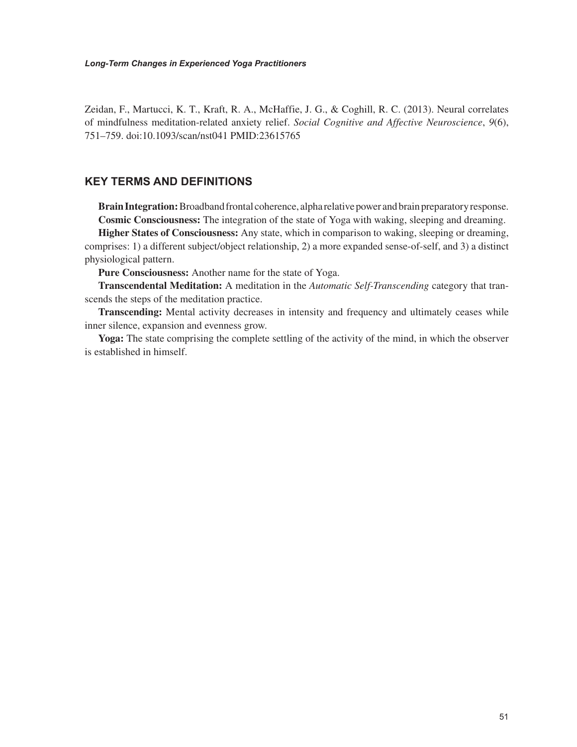Zeidan, F., Martucci, K. T., Kraft, R. A., McHaffie, J. G., & Coghill, R. C. (2013). Neural correlates of mindfulness meditation-related anxiety relief. *Social Cognitive and Affective Neuroscience*, *9*(6), 751–759. doi:10.1093/scan/nst041 PMID:23615765

## KEY TERMS AND DEFINITIONS

**Brain Integration:** Broadband frontal coherence, alpha relative power and brain preparatory response.

**Cosmic Consciousness:** The integration of the state of Yoga with waking, sleeping and dreaming.

**Higher States of Consciousness:** Any state, which in comparison to waking, sleeping or dreaming, comprises: 1) a different subject/object relationship, 2) a more expanded sense-of-self, and 3) a distinct physiological pattern.

**Pure Consciousness:** Another name for the state of Yoga.

**Transcendental Meditation:** A meditation in the *Automatic Self-Transcending* category that transcends the steps of the meditation practice.

**Transcending:** Mental activity decreases in intensity and frequency and ultimately ceases while inner silence, expansion and evenness grow.

**Yoga:** The state comprising the complete settling of the activity of the mind, in which the observer is established in himself.